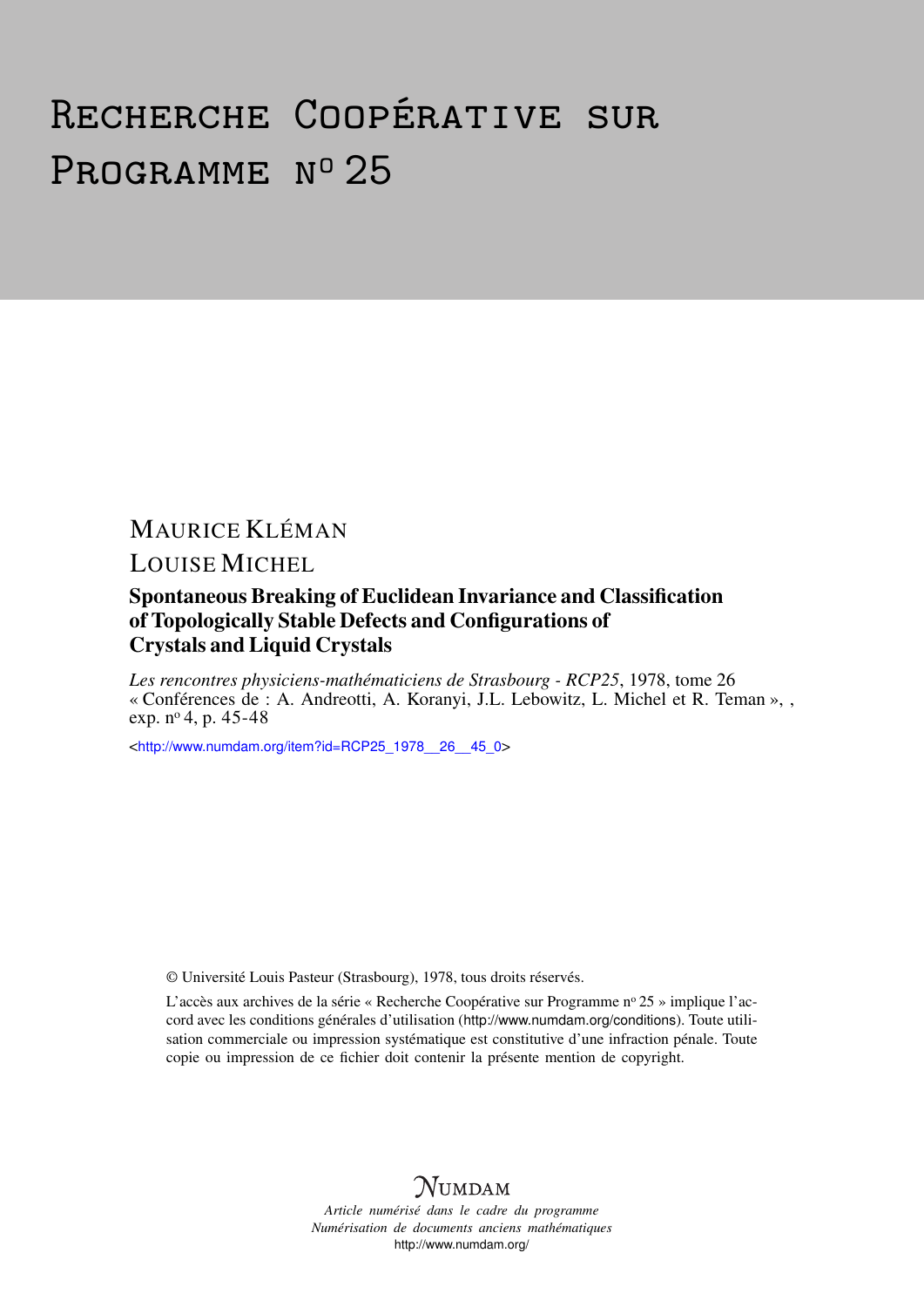# Recherche Coopérative sur Programme n° 25

MAURICE KLÉMAN

LOUISE MICHEL

## Spontaneous Breaking of Euclidean Invariance and Classification of Topologically Stable Defects and Configurations of Crystals and Liquid Crystals

*Les rencontres physiciens-mathématiciens de Strasbourg - RCP25*, 1978, tome 26 « Conférences de : A. Andreotti, A. Koranyi, J.L. Lebowitz, L. Michel et R. Teman », , exp. n° 4, p. 45-48

<http://www.numdam.org/item?id=RCP25_1978__26__45_0>

© Université Louis Pasteur (Strasbourg), 1978, tous droits réservés.

L'accès aux archives de la série « Recherche Coopérative sur Programme n° 25 » implique l'accord avec les conditions générales d'utilisation (http://www.numdam.org/conditions). Toute utilisation commerciale ou impression systématique est constitutive d'une infraction pénale. Toute copie ou impression de ce fichier doit contenir la présente mention de copyright.

NUMDAM

*Article numérisé dans le cadre du programme Numérisation de documents anciens mathématiques*

http://www.numdam.org/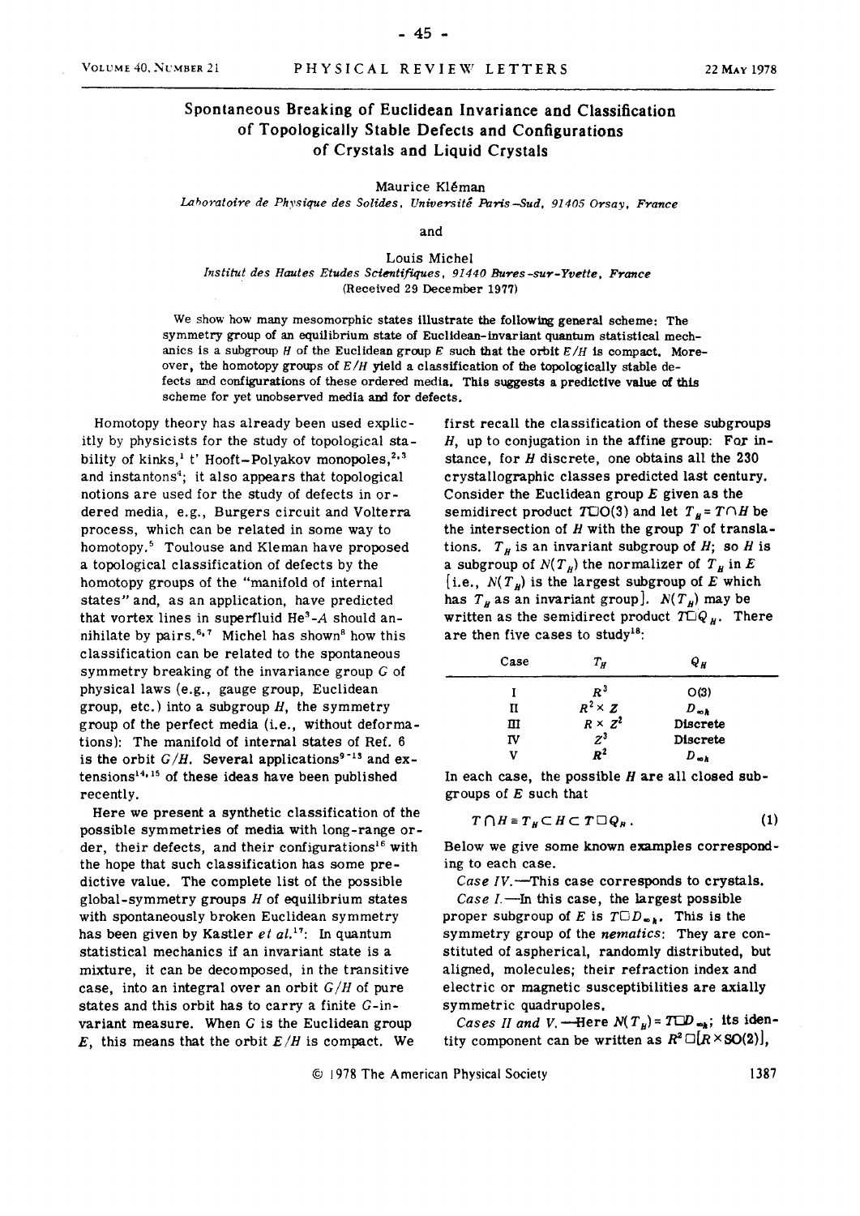# Spontaneous Breaking of Euclidean Invariance and Classification of Topologically Stable Defects and Configurations of Crystals and Liquid Crystals

Maurice Kléman

*Laboratoire de Physique des Solides, Université Paris-Sud, 91405 Orsay, France*

and

Louis Michel

*Institut des Hautes Etudes Scientifiques, 91440 Bures-sur-Yvette, France*

(Received 29 December 1977)

We show how many mesomorphic states illustrate the following general scheme: The symmetry group of an equilibrium state of Euclidean-invariant quantum statistical mechanics is a subgroup $H$ of the Euclidean group $E$ such that the orbit $E/H$ is compact. Moreover, the homotopy groups of $E/H$ yield a classification of the topologically stable defects and configurations of these ordered media. This suggests a predictive value of this scheme for yet unobserved media and for defects.

Homotopy theory has already been used explicitly by physicists for the study of topological stability of kinks,[1] t' Hooft–Polyakov monopoles,[2,3] and instantons[4]; it also appears that topological notions are used for the study of defects in ordered media, e.g., Burgers circuit and Volterra process, which can be related in some way to homotopy.[5] Toulouse and Kleman have proposed a topological classification of defects by the homotopy groups of the "manifold of internal states" and, as an application, have predicted that vortex lines in superfluid He$^3$-$A$ should annihilate by pairs.[6,7] Michel has shown[8] how this classification can be related to the spontaneous symmetry breaking of the invariance group $G$ of physical laws (e.g., gauge group, Euclidean group, etc.) into a subgroup $H$, the symmetry group of the perfect media (i.e., without deformations): The manifold of internal states of Ref. 6 is the orbit $G/H$. Several applications[9-13] and extensions[14,15] of these ideas have been published recently.

Here we present a synthetic classification of the possible symmetries of media with long-range order, their defects, and their configurations[16] with the hope that such classification has some predictive value. The complete list of the possible global-symmetry groups $H$ of equilibrium states with spontaneously broken Euclidean symmetry has been given by Kastler *et al.*[17]: In quantum statistical mechanics if an invariant state is a mixture, it can be decomposed, in the transitive case, into an integral over an orbit $G/H$ of pure states and this orbit has to carry a finite $G$-invariant measure. When $G$ is the Euclidean group $E$, this means that the orbit $E/H$ is compact. We first recall the classification of these subgroups $H$, up to conjugation in the affine group: For instance, for $H$ discrete, one obtains all the 230 crystallographic classes predicted last century. Consider the Euclidean group $E$ given as the semidirect product $T\square O(3)$ and let $T_H = T\cap H$ be the intersection of $H$ with the group $T$ of translations. $T_H$ is an invariant subgroup of $H$; so $H$ is a subgroup of $N(T_H)$ the normalizer of $T_H$ in $E$ [i.e., $N(T_H)$ is the largest subgroup of $E$ which has $T_H$ as an invariant group]. $N(T_H)$ may be written as the semidirect product $T\square Q_H$. There are then five cases to study[18]:

| Case | $T_H$ | $Q_H$ |
|---|---|---|
| I | $R^3$ | O(3) |
| II | $R^2\times Z$ | $D_{\infty h}$ |
| III | $R\times Z^2$ | Discrete |
| IV | $Z^3$ | Discrete |
| V | $R^2$ | $D_{\infty h}$ |

In each case, the possible $H$ are all closed subgroups of $E$ such that

$$T\cap H = T_H \subset H \subset T\square Q_H. \tag{1}$$

Below we give some known examples corresponding to each case.

*Case IV.*—This case corresponds to crystals.

*Case I.*—In this case, the largest possible proper subgroup of $E$ is $T\square D_{\infty h}$. This is the symmetry group of the *nematics*: They are constituted of aspherical, randomly distributed, but aligned, molecules; their refraction index and electric or magnetic susceptibilities are axially symmetric quadrupoles.

*Cases II and V.*—Here $N(T_H) = T\square D_{\infty h}$; its identity component can be written as $R^2\square[R\times SO(2)]$,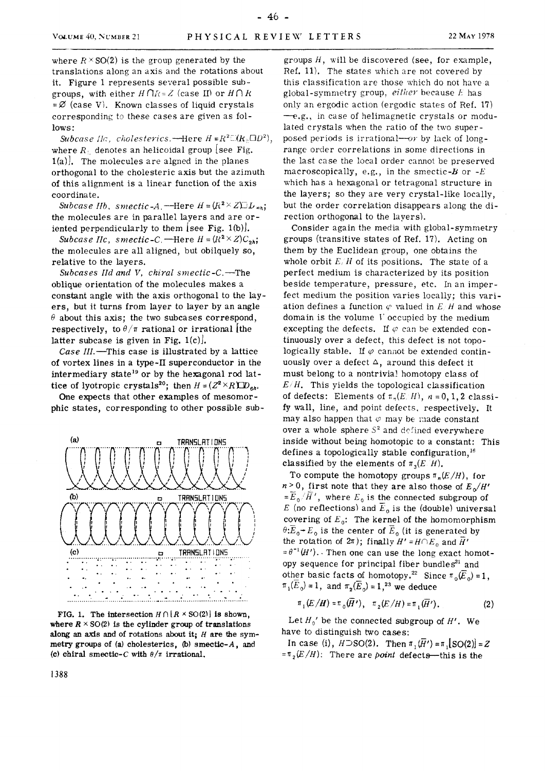where $R \times SO(2)$ is the group generated by the translations along an axis and the rotations about it. Figure 1 represents several possible subgroups, with either $H \cap R = Z$ (case II) or $H \cap R = \varnothing$ (case V). Known classes of liquid crystals corresponding to these cases are given as follows:

*Subcase IIa, cholesterics.*—Here $H = R^2 \square (R_h \square D^2)$, where $R_h$ denotes an helicoidal group [see Fig. 1(a)]. The molecules are aligned in the planes orthogonal to the cholesteric axis but the azimuth of this alignment is a linear function of the axis coordinate.

*Subcase IIb, smectic-A.*—Here $H = (R^2 \times Z) \square D_{\infty h}$; the molecules are in parallel layers and are oriented perpendicularly to them [see Fig. 1(b)].

*Subcase IIc, smectic-C.*—Here $H = (R^2 \times Z) C_{2h}$; the molecules are all aligned, but obliquely so, relative to the layers.

*Subcases IId and V, chiral smectic-C.*—The oblique orientation of the molecules makes a constant angle with the axis orthogonal to the layers, but it turns from layer to layer by an angle $\theta$ about this axis; the two subcases correspond, respectively, to $\theta/\pi$ rational or irrational [the latter subcase is given in Fig. 1(c)].

*Case III.*—This case is illustrated by a lattice of vortex lines in a type-II superconductor in the intermediary state[19] or by the hexagonal rod lattice of lyotropic crystals[20]; then $H = (Z^2 \times R) \square D_{6h}$.

One expects that other examples of mesomorphic states, corresponding to other possible subgroups $H$, will be discovered (see, for example, Ref. 11). The states which are not covered by this classification are those which do not have a global-symmetry group, *either* because $E$ has only an ergodic action (ergodic states of Ref. 17)—e.g., in case of helimagnetic crystals or modulated crystals when the ratio of the two superposed periods is irrational—*or* by lack of long-range order correlations in some directions in the last case the local order cannot be preserved macroscopically, e.g., in the smectic-*B* or -*E* which has a hexagonal or tetragonal structure in the layers; so they are very crystal-like locally, but the order correlation disappears along the direction orthogonal to the layers).

FIG. 1. The intersection $H \cap [R \times SO(2)]$ is shown, where $R \times SO(2)$ is the cylinder group of translations along an axis and of rotations about it; $H$ are the symmetry groups of (a) cholesterics, (b) smectic-$A$, and (c) chiral smectic-$C$ with $\theta/\pi$ irrational.

Consider again the media with global-symmetry groups (transitive states of Ref. 17). Acting on them by the Euclidean group, one obtains the whole orbit $E/H$ of its positions. The state of a perfect medium is characterized by its position beside temperature, pressure, etc. In an imperfect medium the position varies locally; this variation defines a function $\varphi$ valued in $E/H$ and whose domain is the volume $V$ occupied by the medium excepting the defects. If $\varphi$ can be extended continuously over a defect, this defect is not topologically stable. If $\varphi$ cannot be extended continuously over a defect $\Delta$, around this defect it must belong to a nontrivial homotopy class of $E/H$. This yields the topological classification of defects: Elements of $\pi_n(E/H)$, $n = 0, 1, 2$ classify wall, line, and point defects, respectively. It may also happen that $\varphi$ may be made constant over a whole sphere $S^2$ and defined everywhere inside without being homotopic to a constant: This defines a topologically stable configuration,[16] classified by the elements of $\pi_3(E/H)$.

To compute the homotopy groups $\pi_n(E/H)$, for $n > 0$, first note that they are also those of $E_0/H' = \bar{E}_0/\bar{H}'$, where $E_0$ is the connected subgroup of $E$ (no reflections) and $\bar{E}_0$ is the (double) universal covering of $E_0$: The kernel of the homomorphism $\theta: \bar{E}_0 \to E_0$ is the center of $\bar{E}_0$ (it is generated by the rotation of $2\pi$); finally $H' = H \cap E_0$ and $\bar{H}' = \theta^{-1}(H')$. Then one can use the long exact homotopy sequence for principal fiber bundles[21] and other basic facts of homotopy.[22] Since $\pi_0(\bar{E}_0) = 1$, $\pi_1(\bar{E}_0) = 1$, and $\pi_2(\bar{E}_0) = 1$,[23] we deduce

$$\pi_1(E/H) = \pi_0(\bar{H}'), \quad \pi_2(E/H) = \pi_1(\bar{H}'). \tag{2}$$

Let $H_0'$ be the connected subgroup of $H'$. We have to distinguish two cases:

In case (i), $H \supset SO(2)$. Then $\pi_1(\bar{H}') = \pi_1[SO(2)] = Z = \pi_2(E/H)$: There are *point* defects—this is the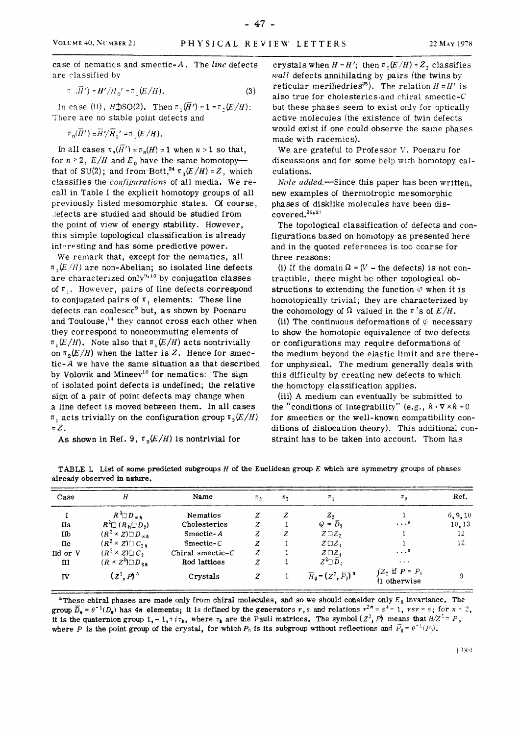case of nematics and smectic-$A$. The *line* defects are classified by

$$\pi_0(\bar{H}') = H'/H_0' = \pi_1(E/H). \qquad (3)$$

In case (ii), $H \supset SO(2)$. Then $\pi_1(\bar{H}') = 1 = \pi_2(E/H)$: There are no stable point defects and

$$\pi_0(\bar{H}') = \bar{H}'/\bar{H}_0' = \pi_1(E/H).$$

In all cases $\pi_n(\bar{H}') = \pi_n(H) = 1$ when $n > 1$ so that, for $n > 2$, $E/H$ and $E_0$ have the same homotopy—that of SU(2); and from Bott,[24] $\pi_3(E/H) = Z$, which classifies the *configurations* of all media. We recall in Table I the explicit homotopy groups of all previously listed mesomorphic states. Of course, defects are studied and should be studied from the point of view of energy stability. However, this simple topological classification is already interesting and has some predictive power.

We remark that, except for the nematics, all $\pi_1(E/H)$ are non-Abelian; so isolated line defects are characterized only[9,10] by conjugation classes of $\pi_1$. However, pairs of line defects correspond to conjugated pairs of $\pi_1$ elements: These line defects can coalesce[9] but, as shown by Poenaru and Toulouse,[14] they cannot cross each other when they correspond to noncommuting elements of $\pi_1(E/H)$. Note also that $\pi_1(E/H)$ acts nontrivially on $\pi_2(E/H)$ when the latter is $Z$. Hence for smectic-$A$ we have the same situation as that described by Volovik and Mineev[10] for nematics: The sign of isolated point defects is undefined; the relative sign of a pair of point defects may change when a line defect is moved between them. In all cases $\pi_1$ acts trivially on the configuration group $\pi_3(E/H) = Z$.

As shown in Ref. 9, $\pi_0(E/H)$ is nontrivial for crystals when $H = H'$; then $\pi_0(E/H) = Z_2$ classifies *wall* defects annihilating by pairs (the twins by reticular merihedries[25]). The relation $H = H'$ is also true for cholesterics and chiral smectic-$C$ but these phases seem to exist only for optically active molecules (the existence of twin defects would exist if one could observe the same phases made with racemics).

We are grateful to Professor V. Poenaru for discussions and for some help with homotopy calculations.

*Note added.*—Since this paper has been written, new examples of thermotropic mesomorphic phases of disklike molecules have been discovered.[26,27]

The topological classification of defects and configurations based on homotopy as presented here and in the quoted references is too coarse for three reasons:

(i) If the domain $\Omega = (V - \text{the defects})$ is not contractible, there might be other topological obstructions to extending the function $\varphi$ when it is homotopically trivial; they are characterized by the cohomology of $\Omega$ valued in the $\pi$'s of $E/H$.

(ii) The continuous deformations of $\varphi$ necessary to show the homotopic equivalence of two defects or configurations may require deformations of the medium beyond the elastic limit and are therefor unphysical. The medium generally deals with this difficulty by creating new defects to which the homotopy classification applies.

(iii) A medium can eventually be submitted to the "conditions of integrability" (e.g., $\hat{n} \cdot \nabla \times \hat{n} = 0$ for smectics or the well-known compatibility conditions of dislocation theory). This additional constraint has to be taken into account. Thom has

TABLE I. List of some predicted subgroups $H$ of the Euclidean group $E$ which are symmetry groups of phases already observed in nature.

| Case | $H$ | Name | $\pi_3$ | $\pi_2$ | $\pi_1$ | $\pi_0$ | Ref. |
|---|---|---|---|---|---|---|---|
| I | $R^3 \square D_{\infty h}$ | Nematics | $Z$ | $Z$ | $Z_2$ | 1 | 6, 9, 10 |
| IIa | $R^2 \square (R_h \square D_2)$ | Cholesterics | $Z$ | 1 | $Q = \bar{D}_2$ | $\ldots$[a] | 10, 13 |
| IIb | $(R^2 \times Z) \square D_{\infty h}$ | Smectic-$A$ | $Z$ | $Z$ | $Z \square Z_2$ | 1 | 12 |
| IIc | $(R^2 \times Z) \square C_{2h}$ | Smectic-$C$ | $Z$ | 1 | $Z \square Z_4$ | 1 | 12 |
| IId or V | $(R^2 \times Z) \square C_2$ | Chiral smectic-$C$ | $Z$ | 1 | $Z \square Z_4$ | $\ldots$[a] | |
| III | $(R \times Z^2) \square D_{6h}$ | Rod lattices | $Z$ | 1 | $Z^2 \square \bar{D}_6$ | $\ldots$ | |
| IV | $(Z^3, P)$[a] | Crystals | $Z$ | 1 | $\bar{H}_0 = (Z^3, \bar{P}_0)$[a] | $\{Z_2$ if $P = P_0$; 1 otherwise | 9 |

[a]These chiral phases are made only from chiral molecules, and so we should consider only $E_0$ invariance. The group $\bar{D}_n = \theta^{-1}(D_n)$ has $4n$ elements; it is defined by the generators $r, s$ and relations $r^{2n} = s^4 = 1$, $rsr = s$; for $n = 2$, it is the quaternion group $1, -1, \pm i\tau_k$, where $\tau_k$ are the Pauli matrices. The symbol $(Z^3, P)$ means that $H/Z^3 = P$, where $P$ is the point group of the crystal, for which $P_0$ is its subgroup without reflections and $\bar{P}_0 = \theta^{-1}(P_0)$.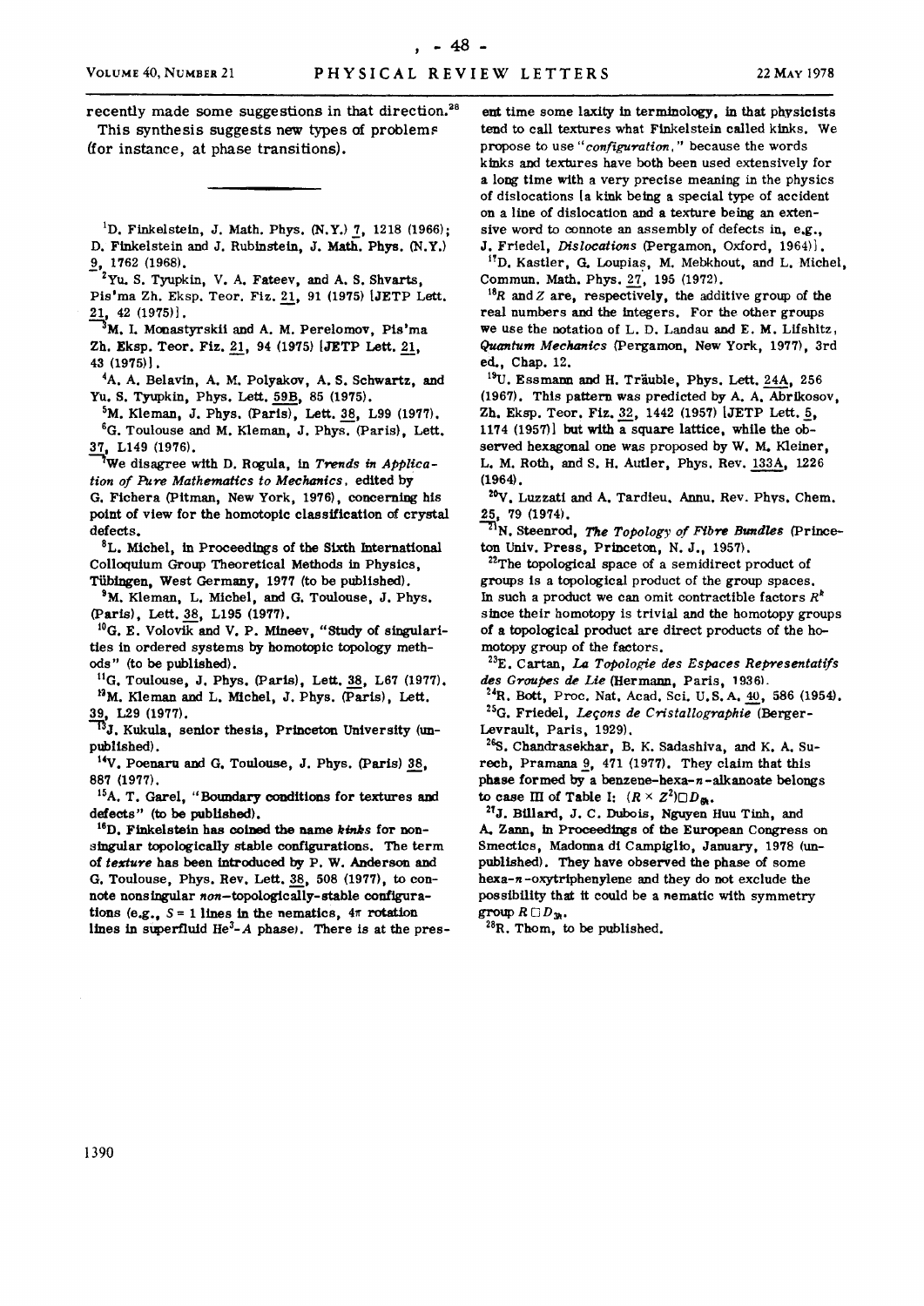recently made some suggestions in that direction.[28]

This synthesis suggests new types of problems (for instance, at phase transitions).

---

[1] D. Finkelstein, J. Math. Phys. (N.Y.) 7, 1218 (1966); D. Finkelstein and J. Rubinstein, J. Math. Phys. (N.Y.) 9, 1762 (1968).

[2] Yu. S. Tyupkin, V. A. Fateev, and A. S. Shvarts, Pis'ma Zh. Eksp. Teor. Fiz. 21, 91 (1975) [JETP Lett. 21, 42 (1975)].

[3] M. I. Monastyrskii and A. M. Perelomov, Pis'ma Zh. Eksp. Teor. Fiz. 21, 94 (1975) [JETP Lett. 21, 43 (1975)].

[4] A. A. Belavin, A. M. Polyakov, A. S. Schwartz, and Yu. S. Tyupkin, Phys. Lett. 59B, 85 (1975).

[5] M. Kleman, J. Phys. (Paris), Lett. 38, L99 (1977).

[6] G. Toulouse and M. Kleman, J. Phys. (Paris), Lett. 37, L149 (1976).

[7] We disagree with D. Rogula, in *Trends in Application of Pure Mathematics to Mechanics*, edited by G. Fichera (Pitman, New York, 1976), concerning his point of view for the homotopic classification of crystal defects.

[8] L. Michel, in Proceedings of the Sixth International Colloquium Group Theoretical Methods in Physics, Tübingen, West Germany, 1977 (to be published).

[9] M. Kleman, L. Michel, and G. Toulouse, J. Phys. (Paris), Lett. 38, L195 (1977).

[10] G. E. Volovik and V. P. Mineev, "Study of singularities in ordered systems by homotopic topology methods" (to be published).

[11] G. Toulouse, J. Phys. (Paris), Lett. 38, L67 (1977).

[12] M. Kleman and L. Michel, J. Phys. (Paris), Lett. 39, L29 (1977).

[13] J. Kukula, senior thesis, Princeton University (unpublished).

[14] V. Poenaru and G. Toulouse, J. Phys. (Paris) 38, 887 (1977).

[15] A. T. Garel, "Boundary conditions for textures and defects" (to be published).

[16] D. Finkelstein has coined the name *kinks* for nonsingular topologically stable configurations. The term of *texture* has been introduced by P. W. Anderson and G. Toulouse, Phys. Rev. Lett. 38, 508 (1977), to connote nonsingular *non*-topologically-stable configurations (e.g., $S = 1$ lines in the nematics, $4\pi$ rotation lines in superfluid $He^3$-$A$ phase). There is at the present time some laxity in terminology, in that physicists tend to call textures what Finkelstein called kinks. We propose to use "*configuration*," because the words kinks and textures have both been used extensively for a long time with a very precise meaning in the physics of dislocations [a kink being a special type of accident on a line of dislocation and a texture being an extensive word to connote an assembly of defects in, e.g., J. Friedel, *Dislocations* (Pergamon, Oxford, 1964)].

[17] D. Kastler, G. Loupias, M. Mebkhout, and L. Michel, Commun. Math. Phys. 27, 195 (1972).

[18] $R$ and $Z$ are, respectively, the additive group of the real numbers and the integers. For the other groups we use the notation of L. D. Landau and E. M. Lifshitz, *Quantum Mechanics* (Pergamon, New York, 1977), 3rd ed., Chap. 12.

[19] U. Essmann and H. Träuble, Phys. Lett. 24A, 256 (1967). This pattern was predicted by A. A. Abrikosov, Zh. Eksp. Teor. Fiz. 32, 1442 (1957) [JETP Lett. 5, 1174 (1957)] but with a square lattice, while the observed hexagonal one was proposed by W. M. Kleiner, L. M. Roth, and S. H. Autler, Phys. Rev. 133A, 1226 (1964).

[20] V. Luzzati and A. Tardieu, Annu. Rev. Phys. Chem. 25, 79 (1974).

[21] N. Steenrod, *The Topology of Fibre Bundles* (Princeton Univ. Press, Princeton, N. J., 1957).

[22] The topological space of a semidirect product of groups is a topological product of the group spaces. In such a product we can omit contractible factors $R^k$ since their homotopy is trivial and the homotopy groups of a topological product are direct products of the homotopy group of the factors.

[23] E. Cartan, *La Topologie des Espaces Representatifs des Groupes de Lie* (Hermann, Paris, 1936).

[24] R. Bott, Proc. Nat. Acad. Sci. U.S.A. 40, 586 (1954).

[25] G. Friedel, *Leçons de Cristallographie* (Berger-Levrault, Paris, 1929).

[26] S. Chandrasekhar, B. K. Sadashiva, and K. A. Surech, Pramana 9, 471 (1977). They claim that this phase formed by a benzene-hexa-$n$-alkanoate belongs to case III of Table I: $(R \times Z^2)\square D_{6h}$.

[27] J. Billard, J. C. Dubois, Nguyen Huu Tinh, and A. Zann, in Proceedings of the European Congress on Smectics, Madonna di Campiglio, January, 1978 (unpublished). They have observed the phase of some hexa-$n$-oxytriphenylene and they do not exclude the possibility that it could be a nematic with symmetry group $R \square D_{3h}$.

[28] R. Thom, to be published.